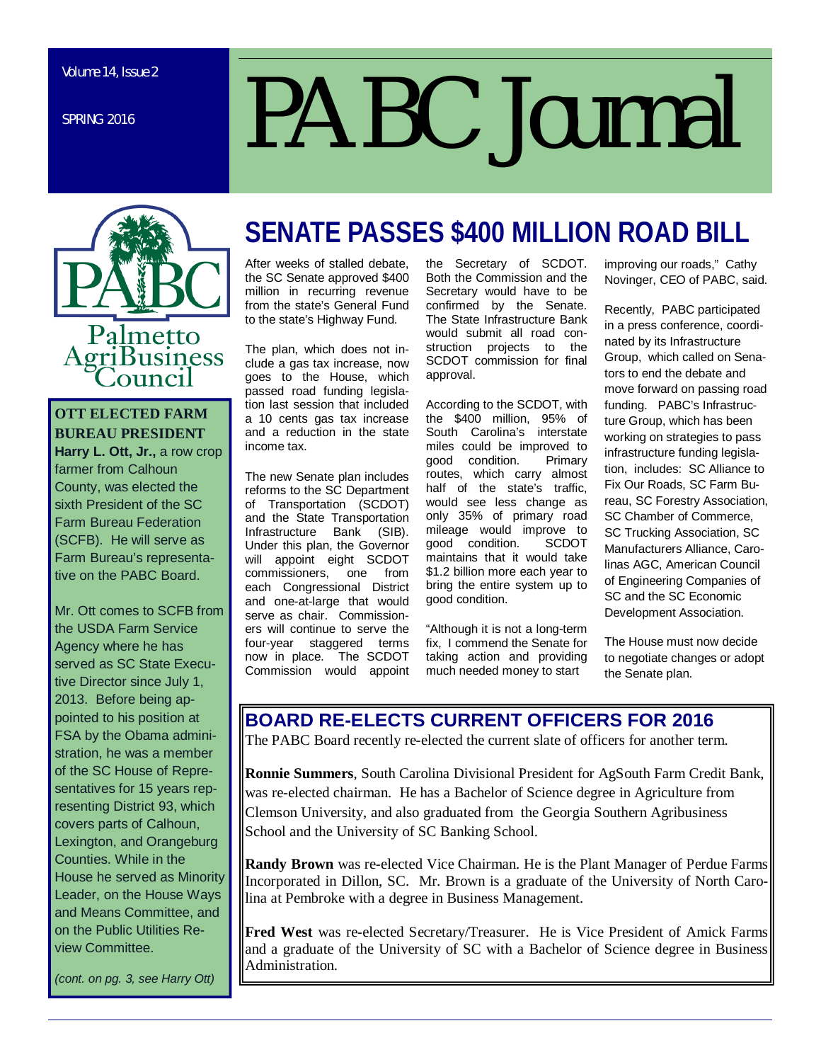Volume 14, Issue 2

SPRING 2016

# PABC Journal

Palmetto AgriBusiness Council

## SENATE PASSES $400 MILLION ROAD BILL

After weeks of stalled debate, the SC Senate approved $400 million in recurring revenue from the state's General Fund to the state's Highway Fund.

The plan, which does not include a gas tax increase, now goes to the House, which passed road funding legislation last session that included a 10 cents gas tax increase and a reduction in the state income tax.

The new Senate plan includes reforms to the SC Department of Transportation (SCDOT) and the State Transportation Infrastructure Bank (SIB). Under this plan, the Governor will appoint eight SCDOT commissioners, one from each Congressional District and one-at-large that would serve as chair. Commissioners will continue to serve the four-year staggered terms now in place. The SCDOT Commission would appoint the Secretary of SCDOT. Both the Commission and the Secretary would have to be confirmed by the Senate. The State Infrastructure Bank would submit all road construction projects to the SCDOT commission for final approval.

According to the SCDOT, with the $400 million, 95% of South Carolina's interstate miles could be improved to good condition. Primary routes, which carry almost half of the state's traffic, would see less change as only 35% of primary road mileage would improve to good condition. SCDOT maintains that it would take $1.2 billion more each year to bring the entire system up to good condition.

"Although it is not a long-term fix, I commend the Senate for taking action and providing much needed money to start improving our roads," Cathy Novinger, CEO of PABC, said.

Recently, PABC participated in a press conference, coordinated by its Infrastructure Group, which called on Senators to end the debate and move forward on passing road funding. PABC's Infrastructure Group, which has been working on strategies to pass infrastructure funding legislation, includes: SC Alliance to Fix Our Roads, SC Farm Bureau, SC Forestry Association, SC Chamber of Commerce, SC Trucking Association, SC Manufacturers Alliance, Carolinas AGC, American Council of Engineering Companies of SC and the SC Economic Development Association.

The House must now decide to negotiate changes or adopt the Senate plan.

## OTT ELECTED FARM BUREAU PRESIDENT

**Harry L. Ott, Jr.,** a row crop farmer from Calhoun County, was elected the sixth President of the SC Farm Bureau Federation (SCFB). He will serve as Farm Bureau's representative on the PABC Board.

Mr. Ott comes to SCFB from the USDA Farm Service Agency where he has served as SC State Executive Director since July 1, 2013. Before being appointed to his position at FSA by the Obama administration, he was a member of the SC House of Representatives for 15 years representing District 93, which covers parts of Calhoun, Lexington, and Orangeburg Counties. While in the House he served as Minority Leader, on the House Ways and Means Committee, and on the Public Utilities Review Committee.

*(cont. on pg. 3, see Harry Ott)*

## BOARD RE-ELECTS CURRENT OFFICERS FOR 2016

The PABC Board recently re-elected the current slate of officers for another term.

**Ronnie Summers**, South Carolina Divisional President for AgSouth Farm Credit Bank, was re-elected chairman. He has a Bachelor of Science degree in Agriculture from Clemson University, and also graduated from the Georgia Southern Agribusiness School and the University of SC Banking School.

**Randy Brown** was re-elected Vice Chairman. He is the Plant Manager of Perdue Farms Incorporated in Dillon, SC. Mr. Brown is a graduate of the University of North Carolina at Pembroke with a degree in Business Management.

**Fred West** was re-elected Secretary/Treasurer. He is Vice President of Amick Farms and a graduate of the University of SC with a Bachelor of Science degree in Business Administration.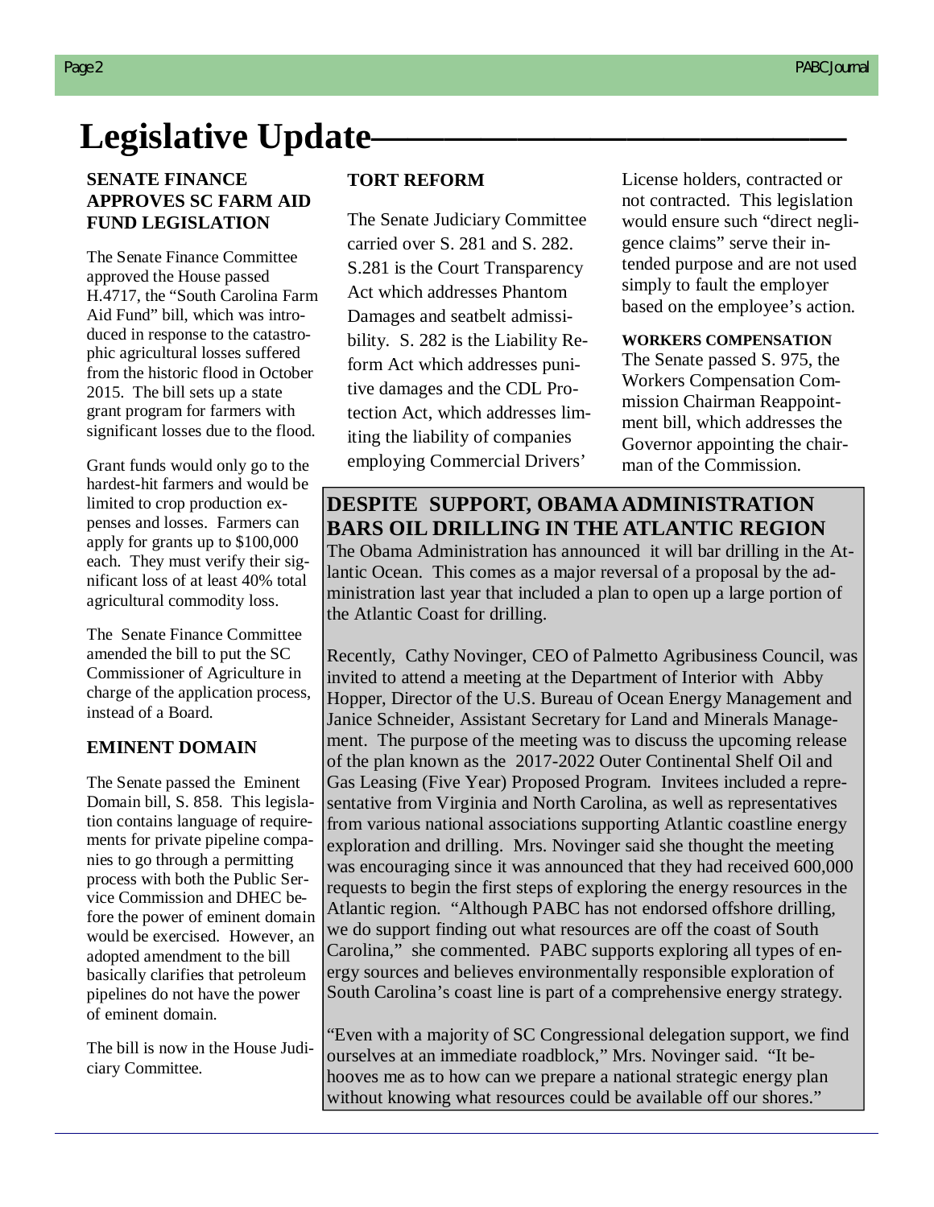# Legislative Update

## SENATE FINANCE APPROVES SC FARM AID FUND LEGISLATION

The Senate Finance Committee approved the House passed H.4717, the "South Carolina Farm Aid Fund" bill, which was introduced in response to the catastrophic agricultural losses suffered from the historic flood in October 2015. The bill sets up a state grant program for farmers with significant losses due to the flood.

Grant funds would only go to the hardest-hit farmers and would be limited to crop production expenses and losses. Farmers can apply for grants up to $100,000 each. They must verify their significant loss of at least 40% total agricultural commodity loss.

The Senate Finance Committee amended the bill to put the SC Commissioner of Agriculture in charge of the application process, instead of a Board.

## EMINENT DOMAIN

The Senate passed the Eminent Domain bill, S. 858. This legislation contains language of requirements for private pipeline companies to go through a permitting process with both the Public Service Commission and DHEC before the power of eminent domain would be exercised. However, an adopted amendment to the bill basically clarifies that petroleum pipelines do not have the power of eminent domain.

The bill is now in the House Judiciary Committee.

## TORT REFORM

The Senate Judiciary Committee carried over S. 281 and S. 282. S.281 is the Court Transparency Act which addresses Phantom Damages and seatbelt admissibility. S. 282 is the Liability Reform Act which addresses punitive damages and the CDL Protection Act, which addresses limiting the liability of companies employing Commercial Drivers' License holders, contracted or not contracted. This legislation would ensure such "direct negligence claims" serve their intended purpose and are not used simply to fault the employer based on the employee's action.

### WORKERS COMPENSATION

The Senate passed S. 975, the Workers Compensation Commission Chairman Reappointment bill, which addresses the Governor appointing the chairman of the Commission.

## DESPITE SUPPORT, OBAMA ADMINISTRATION BARS OIL DRILLING IN THE ATLANTIC REGION

The Obama Administration has announced it will bar drilling in the Atlantic Ocean. This comes as a major reversal of a proposal by the administration last year that included a plan to open up a large portion of the Atlantic Coast for drilling.

Recently, Cathy Novinger, CEO of Palmetto Agribusiness Council, was invited to attend a meeting at the Department of Interior with Abby Hopper, Director of the U.S. Bureau of Ocean Energy Management and Janice Schneider, Assistant Secretary for Land and Minerals Management. The purpose of the meeting was to discuss the upcoming release of the plan known as the 2017-2022 Outer Continental Shelf Oil and Gas Leasing (Five Year) Proposed Program. Invitees included a representative from Virginia and North Carolina, as well as representatives from various national associations supporting Atlantic coastline energy exploration and drilling. Mrs. Novinger said she thought the meeting was encouraging since it was announced that they had received 600,000 requests to begin the first steps of exploring the energy resources in the Atlantic region. "Although PABC has not endorsed offshore drilling, we do support finding out what resources are off the coast of South Carolina," she commented. PABC supports exploring all types of energy sources and believes environmentally responsible exploration of South Carolina's coast line is part of a comprehensive energy strategy.

"Even with a majority of SC Congressional delegation support, we find ourselves at an immediate roadblock," Mrs. Novinger said. "It behooves me as to how can we prepare a national strategic energy plan without knowing what resources could be available off our shores."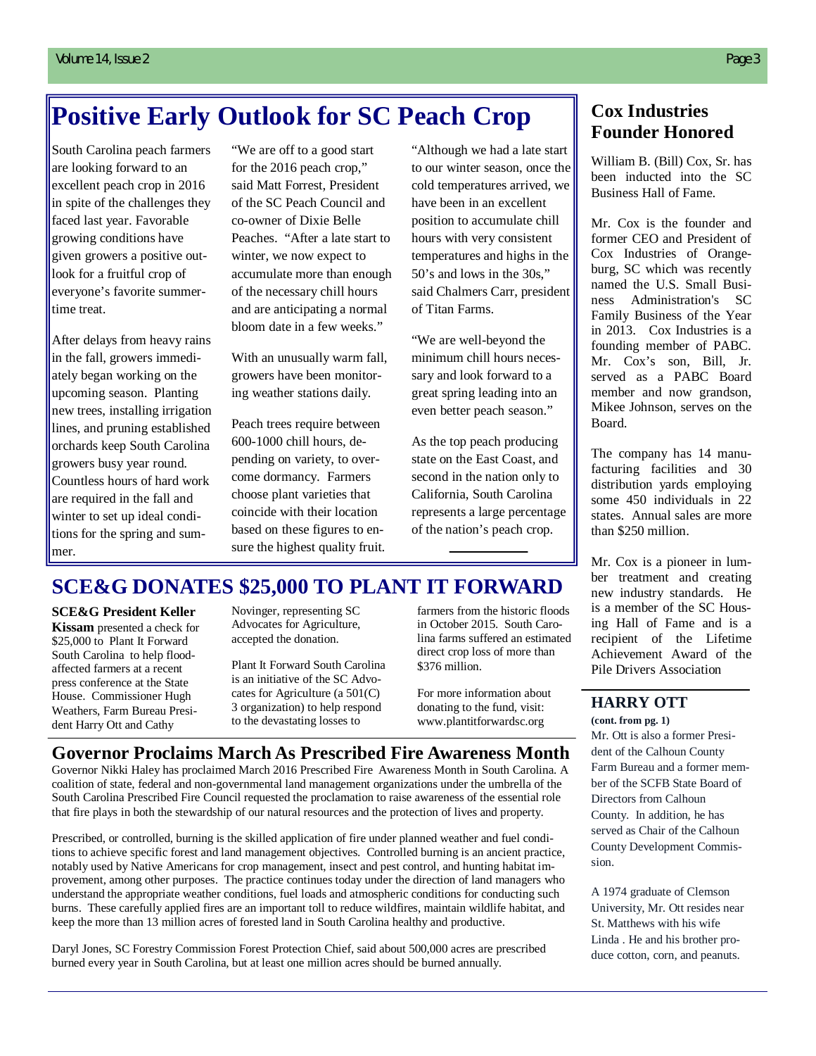# Positive Early Outlook for SC Peach Crop

South Carolina peach farmers are looking forward to an excellent peach crop in 2016 in spite of the challenges they faced last year. Favorable growing conditions have given growers a positive outlook for a fruitful crop of everyone's favorite summertime treat.

After delays from heavy rains in the fall, growers immediately began working on the upcoming season. Planting new trees, installing irrigation lines, and pruning established orchards keep South Carolina growers busy year round. Countless hours of hard work are required in the fall and winter to set up ideal conditions for the spring and summer.

"We are off to a good start for the 2016 peach crop," said Matt Forrest, President of the SC Peach Council and co-owner of Dixie Belle Peaches. "After a late start to winter, we now expect to accumulate more than enough of the necessary chill hours and are anticipating a normal bloom date in a few weeks."

With an unusually warm fall, growers have been monitoring weather stations daily.

Peach trees require between 600-1000 chill hours, depending on variety, to overcome dormancy. Farmers choose plant varieties that coincide with their location based on these figures to ensure the highest quality fruit.

"Although we had a late start to our winter season, once the cold temperatures arrived, we have been in an excellent position to accumulate chill hours with very consistent temperatures and highs in the 50's and lows in the 30s," said Chalmers Carr, president of Titan Farms.

"We are well-beyond the minimum chill hours necessary and look forward to a great spring leading into an even better peach season."

As the top peach producing state on the East Coast, and second in the nation only to California, South Carolina represents a large percentage of the nation's peach crop.

# SCE&G DONATES $25,000 TO PLANT IT FORWARD

**SCE&G President Keller Kissam** presented a check for $25,000 to Plant It Forward South Carolina to help flood-affected farmers at a recent press conference at the State House. Commissioner Hugh Weathers, Farm Bureau President Harry Ott and Cathy Novinger, representing SC Advocates for Agriculture, accepted the donation.

Plant It Forward South Carolina is an initiative of the SC Advocates for Agriculture (a 501(C) 3 organization) to help respond to the devastating losses to farmers from the historic floods in October 2015. South Carolina farms suffered an estimated direct crop loss of more than $376 million.

For more information about donating to the fund, visit: www.plantitforwardsc.org

# Governor Proclaims March As Prescribed Fire Awareness Month

Governor Nikki Haley has proclaimed March 2016 Prescribed Fire Awareness Month in South Carolina. A coalition of state, federal and non-governmental land management organizations under the umbrella of the South Carolina Prescribed Fire Council requested the proclamation to raise awareness of the essential role that fire plays in both the stewardship of our natural resources and the protection of lives and property.

Prescribed, or controlled, burning is the skilled application of fire under planned weather and fuel conditions to achieve specific forest and land management objectives. Controlled burning is an ancient practice, notably used by Native Americans for crop management, insect and pest control, and hunting habitat improvement, among other purposes. The practice continues today under the direction of land managers who understand the appropriate weather conditions, fuel loads and atmospheric conditions for conducting such burns. These carefully applied fires are an important toll to reduce wildfires, maintain wildlife habitat, and keep the more than 13 million acres of forested land in South Carolina healthy and productive.

Daryl Jones, SC Forestry Commission Forest Protection Chief, said about 500,000 acres are prescribed burned every year in South Carolina, but at least one million acres should be burned annually.

## Cox Industries Founder Honored

William B. (Bill) Cox, Sr. has been inducted into the SC Business Hall of Fame.

Mr. Cox is the founder and former CEO and President of Cox Industries of Orangeburg, SC which was recently named the U.S. Small Business Administration's SC Family Business of the Year in 2013. Cox Industries is a founding member of PABC. Mr. Cox's son, Bill, Jr. served as a PABC Board member and now grandson, Mikee Johnson, serves on the Board.

The company has 14 manufacturing facilities and 30 distribution yards employing some 450 individuals in 22 states. Annual sales are more than $250 million.

Mr. Cox is a pioneer in lumber treatment and creating new industry standards. He is a member of the SC Housing Hall of Fame and is a recipient of the Lifetime Achievement Award of the Pile Drivers Association

## HARRY OTT

**(cont. from pg. 1)**

Mr. Ott is also a former President of the Calhoun County Farm Bureau and a former member of the SCFB State Board of Directors from Calhoun County. In addition, he has served as Chair of the Calhoun County Development Commission.

A 1974 graduate of Clemson University, Mr. Ott resides near St. Matthews with his wife Linda . He and his brother produce cotton, corn, and peanuts.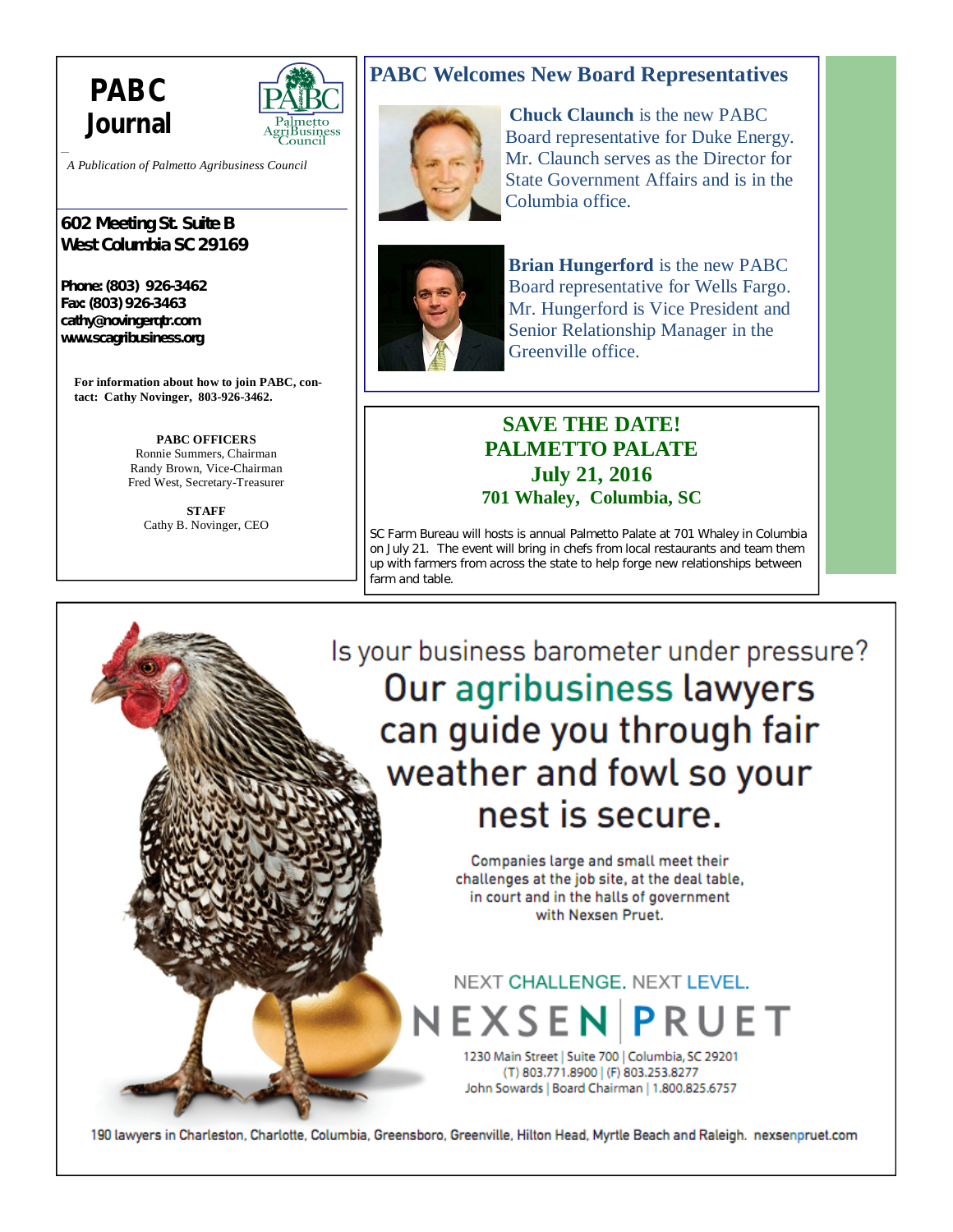# PABC Journal

*A Publication of Palmetto Agribusiness Council*

**602 Meeting St. Suite B**
**West Columbia SC 29169**

**Phone: (803) 926-3462**
**Fax: (803) 926-3463**
**cathy@novingerqtr.com**
**www.scagribusiness.org**

**For information about how to join PABC, contact: Cathy Novinger, 803-926-3462.**

**PABC OFFICERS**
Ronnie Summers, Chairman
Randy Brown, Vice-Chairman
Fred West, Secretary-Treasurer

**STAFF**
Cathy B. Novinger, CEO

## PABC Welcomes New Board Representatives

**Chuck Claunch** is the new PABC Board representative for Duke Energy. Mr. Claunch serves as the Director for State Government Affairs and is in the Columbia office.

**Brian Hungerford** is the new PABC Board representative for Wells Fargo. Mr. Hungerford is Vice President and Senior Relationship Manager in the Greenville office.

## SAVE THE DATE! PALMETTO PALATE July 21, 2016 701 Whaley, Columbia, SC

SC Farm Bureau will hosts is annual Palmetto Palate at 701 Whaley in Columbia on July 21. The event will bring in chefs from local restaurants and team them up with farmers from across the state to help forge new relationships between farm and table.

Is your business barometer under pressure?

Our agribusiness lawyers can guide you through fair weather and fowl so your nest is secure.

Companies large and small meet their challenges at the job site, at the deal table, in court and in the halls of government with Nexsen Pruet.

NEXT CHALLENGE. NEXT LEVEL.

NEXSEN | PRUET

1230 Main Street | Suite 700 | Columbia, SC 29201
(T) 803.771.8900 | (F) 803.253.8277
John Sowards | Board Chairman | 1.800.825.6757

190 lawyers in Charleston, Charlotte, Columbia, Greensboro, Greenville, Hilton Head, Myrtle Beach and Raleigh. nexsenpruet.com